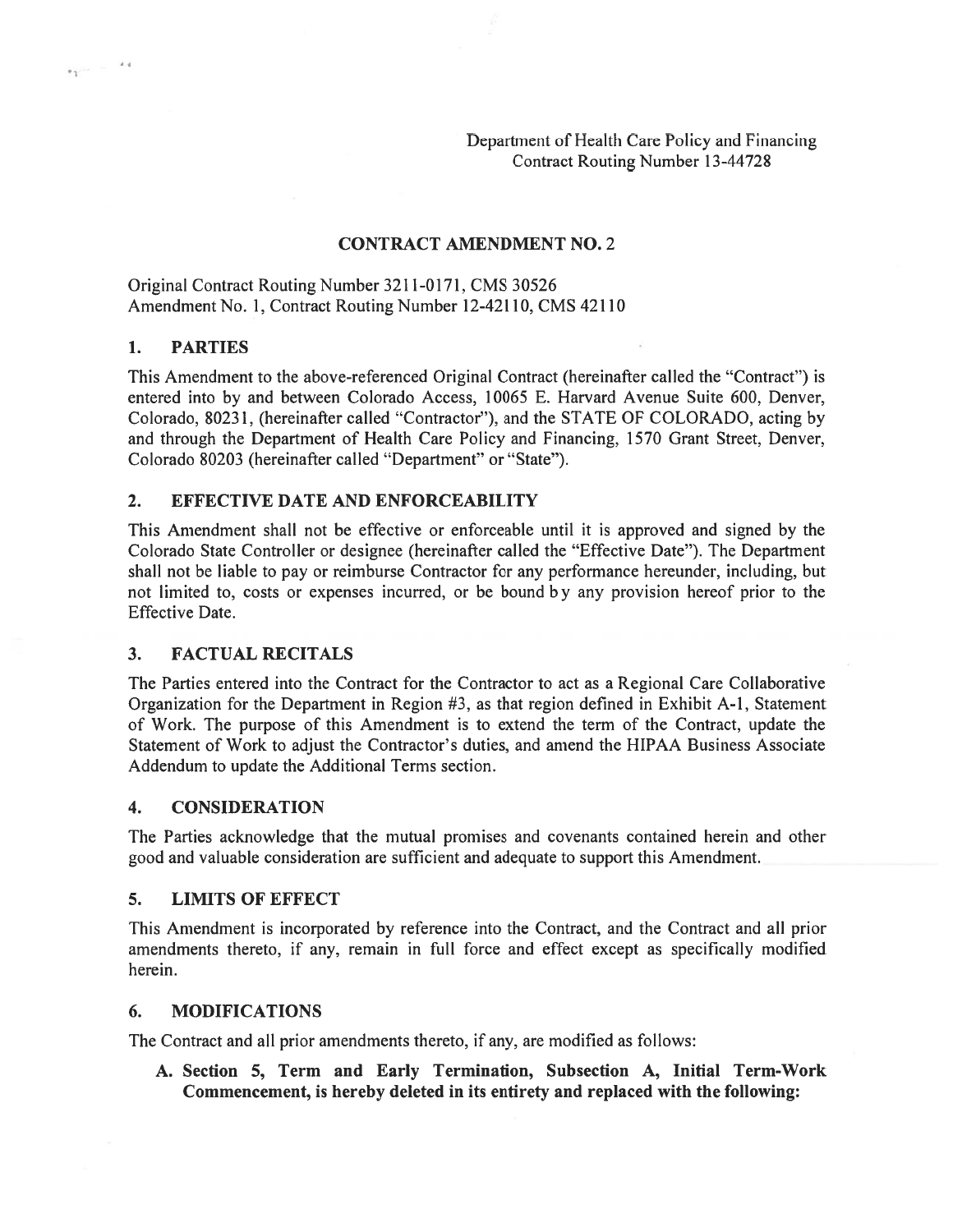Department of Health Care Policy and Financing
Contract Routing Number 13-44728

## CONTRACT AMENDMENT NO. 2

Original Contract Routing Number 3211-0171, CMS 30526
Amendment No. 1, Contract Routing Number 12-42110, CMS 42110

### 1. PARTIES

This Amendment to the above-referenced Original Contract (hereinafter called the "Contract") is entered into by and between Colorado Access, 10065 E. Harvard Avenue Suite 600, Denver, Colorado, 80231, (hereinafter called "Contractor"), and the STATE OF COLORADO, acting by and through the Department of Health Care Policy and Financing, 1570 Grant Street, Denver, Colorado 80203 (hereinafter called "Department" or "State").

### 2. EFFECTIVE DATE AND ENFORCEABILITY

This Amendment shall not be effective or enforceable until it is approved and signed by the Colorado State Controller or designee (hereinafter called the "Effective Date"). The Department shall not be liable to pay or reimburse Contractor for any performance hereunder, including, but not limited to, costs or expenses incurred, or be bound by any provision hereof prior to the Effective Date.

### 3. FACTUAL RECITALS

The Parties entered into the Contract for the Contractor to act as a Regional Care Collaborative Organization for the Department in Region #3, as that region defined in Exhibit A-1, Statement of Work. The purpose of this Amendment is to extend the term of the Contract, update the Statement of Work to adjust the Contractor's duties, and amend the HIPAA Business Associate Addendum to update the Additional Terms section.

### 4. CONSIDERATION

The Parties acknowledge that the mutual promises and covenants contained herein and other good and valuable consideration are sufficient and adequate to support this Amendment.

### 5. LIMITS OF EFFECT

This Amendment is incorporated by reference into the Contract, and the Contract and all prior amendments thereto, if any, remain in full force and effect except as specifically modified herein.

### 6. MODIFICATIONS

The Contract and all prior amendments thereto, if any, are modified as follows:

**A. Section 5, Term and Early Termination, Subsection A, Initial Term-Work Commencement, is hereby deleted in its entirety and replaced with the following:**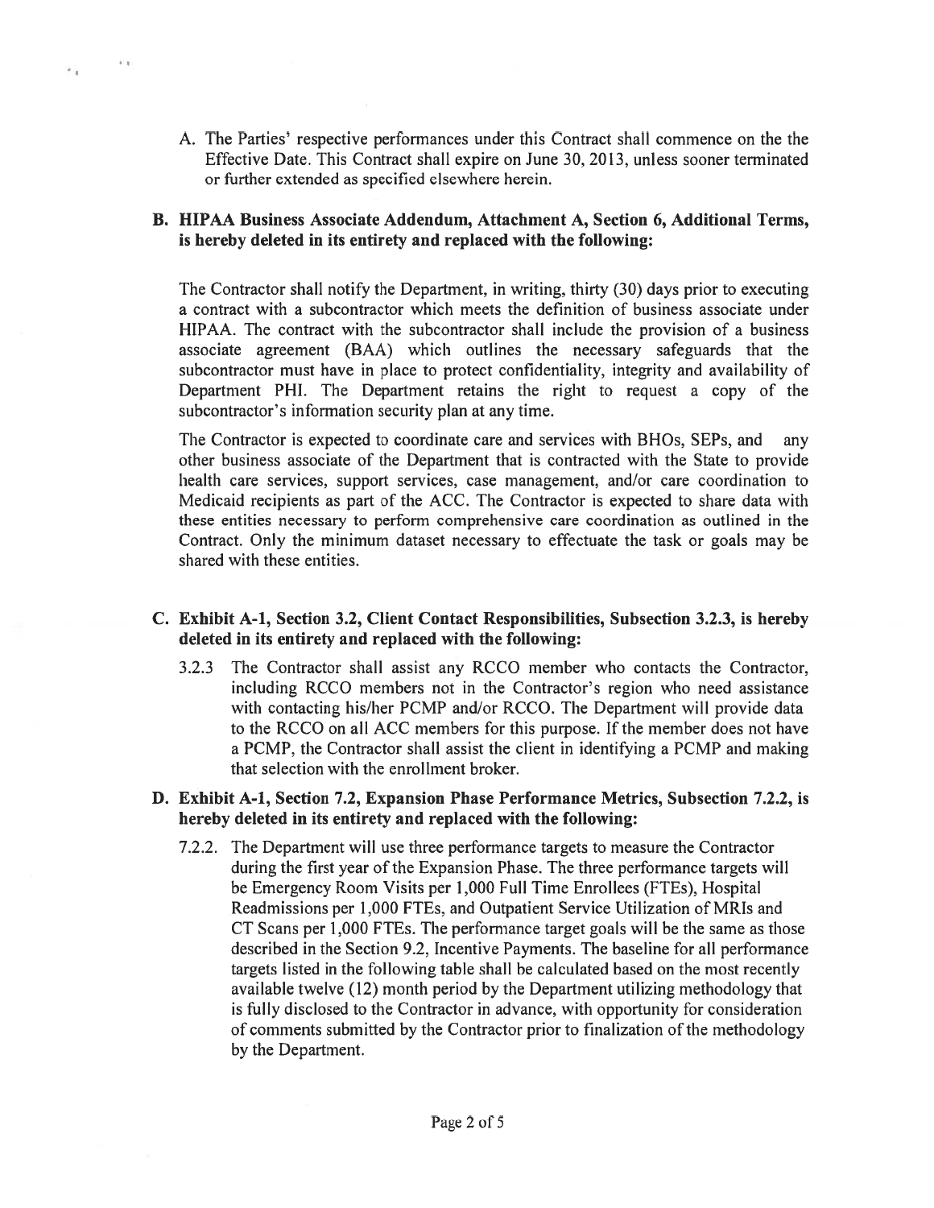A. The Parties' respective performances under this Contract shall commence on the the Effective Date. This Contract shall expire on June 30, 2013, unless sooner terminated or further extended as specified elsewhere herein.

**B. HIPAA Business Associate Addendum, Attachment A, Section 6, Additional Terms, is hereby deleted in its entirety and replaced with the following:**

The Contractor shall notify the Department, in writing, thirty (30) days prior to executing a contract with a subcontractor which meets the definition of business associate under HIPAA. The contract with the subcontractor shall include the provision of a business associate agreement (BAA) which outlines the necessary safeguards that the subcontractor must have in place to protect confidentiality, integrity and availability of Department PHI. The Department retains the right to request a copy of the subcontractor's information security plan at any time.

The Contractor is expected to coordinate care and services with BHOs, SEPs, and any other business associate of the Department that is contracted with the State to provide health care services, support services, case management, and/or care coordination to Medicaid recipients as part of the ACC. The Contractor is expected to share data with these entities necessary to perform comprehensive care coordination as outlined in the Contract. Only the minimum dataset necessary to effectuate the task or goals may be shared with these entities.

**C. Exhibit A-1, Section 3.2, Client Contact Responsibilities, Subsection 3.2.3, is hereby deleted in its entirety and replaced with the following:**

3.2.3 The Contractor shall assist any RCCO member who contacts the Contractor, including RCCO members not in the Contractor's region who need assistance with contacting his/her PCMP and/or RCCO. The Department will provide data to the RCCO on all ACC members for this purpose. If the member does not have a PCMP, the Contractor shall assist the client in identifying a PCMP and making that selection with the enrollment broker.

**D. Exhibit A-1, Section 7.2, Expansion Phase Performance Metrics, Subsection 7.2.2, is hereby deleted in its entirety and replaced with the following:**

7.2.2. The Department will use three performance targets to measure the Contractor during the first year of the Expansion Phase. The three performance targets will be Emergency Room Visits per 1,000 Full Time Enrollees (FTEs), Hospital Readmissions per 1,000 FTEs, and Outpatient Service Utilization of MRIs and CT Scans per 1,000 FTEs. The performance target goals will be the same as those described in the Section 9.2, Incentive Payments. The baseline for all performance targets listed in the following table shall be calculated based on the most recently available twelve (12) month period by the Department utilizing methodology that is fully disclosed to the Contractor in advance, with opportunity for consideration of comments submitted by the Contractor prior to finalization of the methodology by the Department.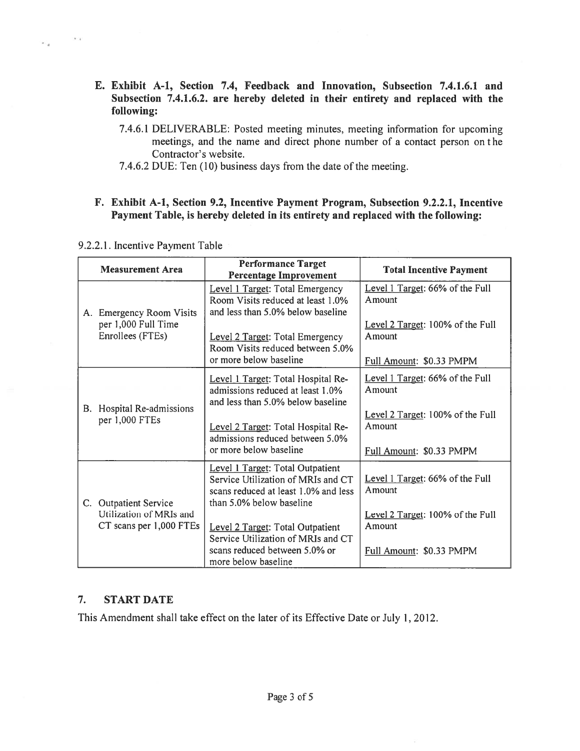**E. Exhibit A-1, Section 7.4, Feedback and Innovation, Subsection 7.4.1.6.1 and Subsection 7.4.1.6.2. are hereby deleted in their entirety and replaced with the following:**

7.4.6.1 DELIVERABLE: Posted meeting minutes, meeting information for upcoming meetings, and the name and direct phone number of a contact person on the Contractor's website.

7.4.6.2 DUE: Ten (10) business days from the date of the meeting.

**F. Exhibit A-1, Section 9.2, Incentive Payment Program, Subsection 9.2.2.1, Incentive Payment Table, is hereby deleted in its entirety and replaced with the following:**

9.2.2.1. Incentive Payment Table

| Measurement Area | Performance Target Percentage Improvement | Total Incentive Payment |
|---|---|---|
| A. Emergency Room Visits per 1,000 Full Time Enrollees (FTEs) | Level 1 Target: Total Emergency Room Visits reduced at least 1.0% and less than 5.0% below baseline<br><br>Level 2 Target: Total Emergency Room Visits reduced between 5.0% or more below baseline | Level 1 Target: 66% of the Full Amount<br><br>Level 2 Target: 100% of the Full Amount<br><br>Full Amount: \$0.33 PMPM |
| B. Hospital Re-admissions per 1,000 FTEs | Level 1 Target: Total Hospital Re-admissions reduced at least 1.0% and less than 5.0% below baseline<br><br>Level 2 Target: Total Hospital Re-admissions reduced between 5.0% or more below baseline | Level 1 Target: 66% of the Full Amount<br><br>Level 2 Target: 100% of the Full Amount<br><br>Full Amount: \$0.33 PMPM |
| C. Outpatient Service Utilization of MRIs and CT scans per 1,000 FTEs | Level 1 Target: Total Outpatient Service Utilization of MRIs and CT scans reduced at least 1.0% and less than 5.0% below baseline<br><br>Level 2 Target: Total Outpatient Service Utilization of MRIs and CT scans reduced between 5.0% or more below baseline | Level 1 Target: 66% of the Full Amount<br><br>Level 2 Target: 100% of the Full Amount<br><br>Full Amount: \$0.33 PMPM |

## 7. START DATE

This Amendment shall take effect on the later of its Effective Date or July 1, 2012.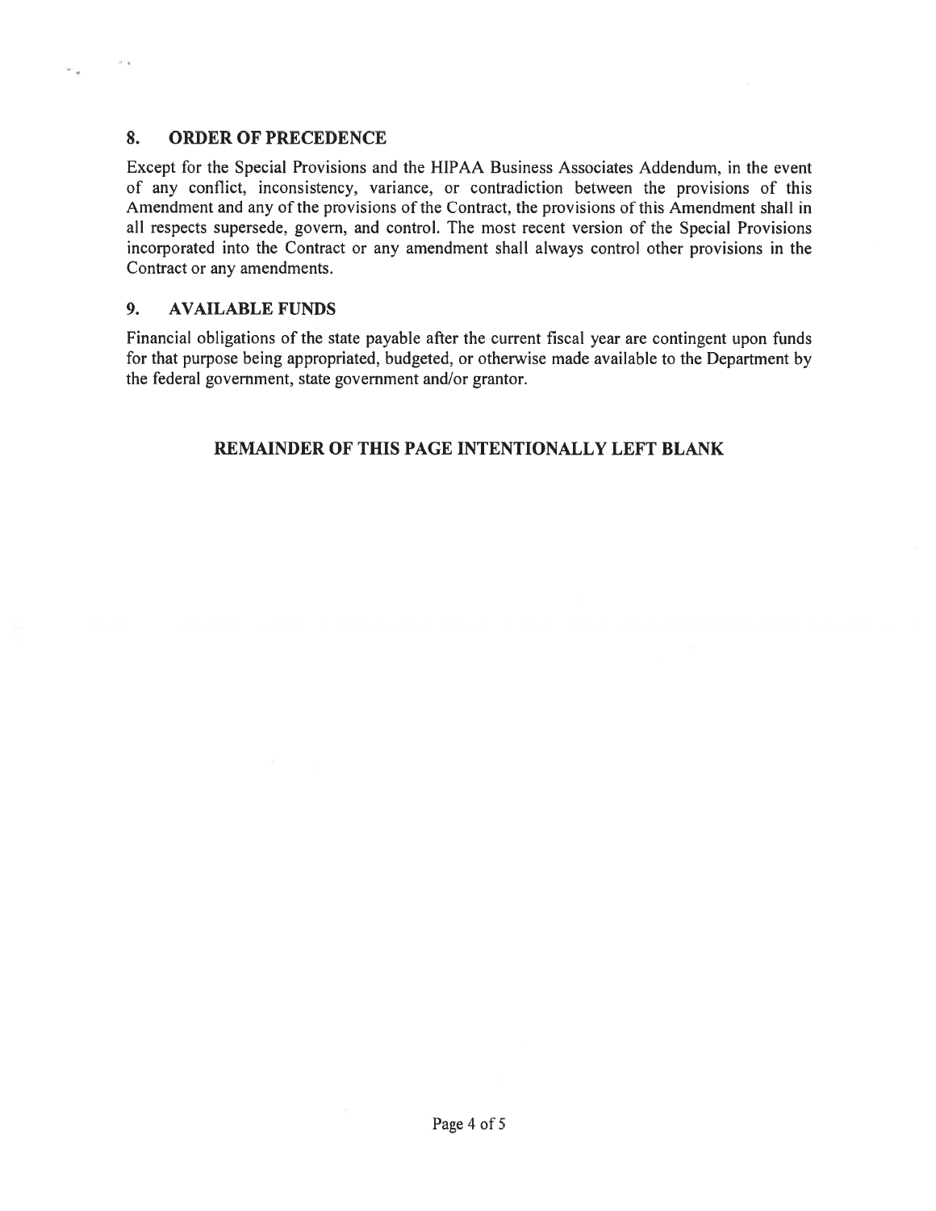## 8. ORDER OF PRECEDENCE

Except for the Special Provisions and the HIPAA Business Associates Addendum, in the event of any conflict, inconsistency, variance, or contradiction between the provisions of this Amendment and any of the provisions of the Contract, the provisions of this Amendment shall in all respects supersede, govern, and control. The most recent version of the Special Provisions incorporated into the Contract or any amendment shall always control other provisions in the Contract or any amendments.

## 9. AVAILABLE FUNDS

Financial obligations of the state payable after the current fiscal year are contingent upon funds for that purpose being appropriated, budgeted, or otherwise made available to the Department by the federal government, state government and/or grantor.

**REMAINDER OF THIS PAGE INTENTIONALLY LEFT BLANK**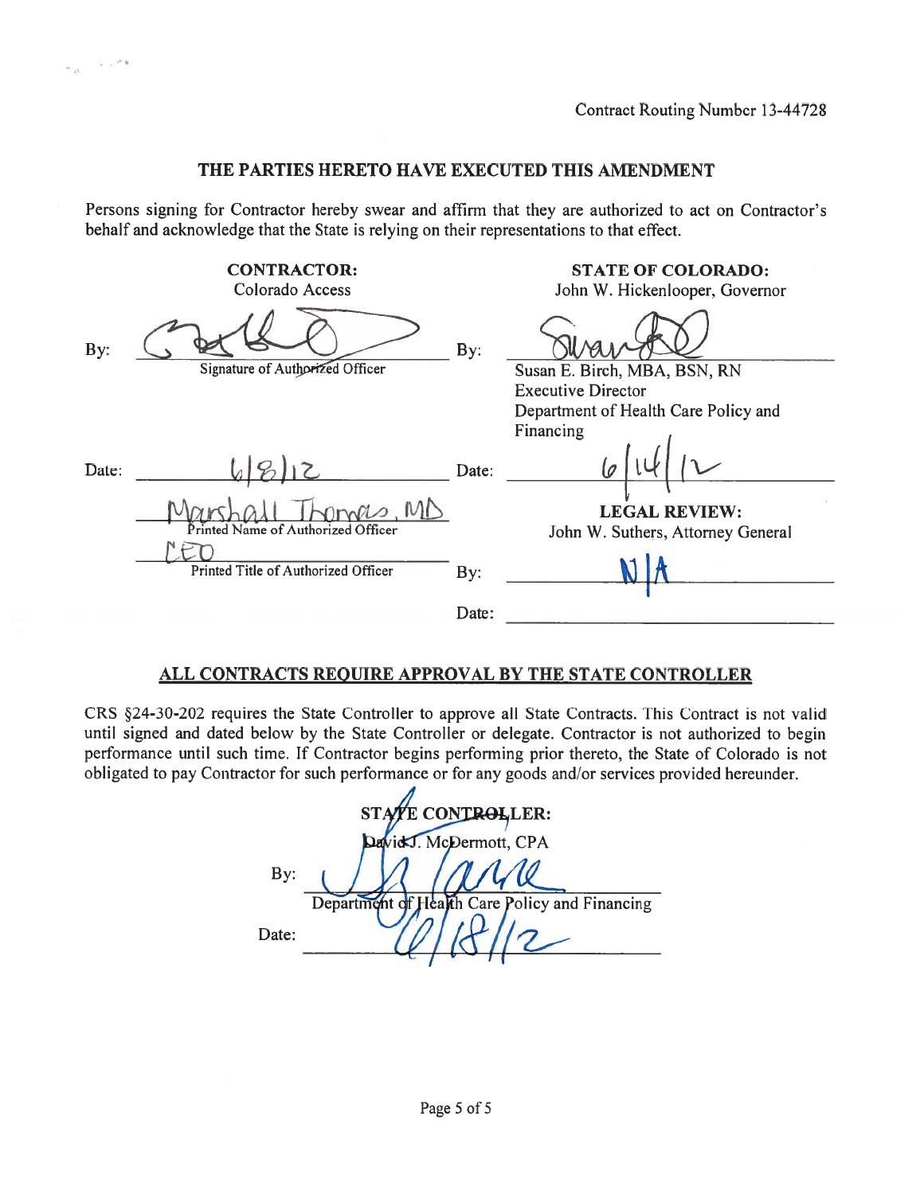Contract Routing Number 13-44728

## THE PARTIES HERETO HAVE EXECUTED THIS AMENDMENT

Persons signing for Contractor hereby swear and affirm that they are authorized to act on Contractor's behalf and acknowledge that the State is relying on their representations to that effect.

| **CONTRACTOR:** Colorado Access | | **STATE OF COLORADO:** John W. Hickenlooper, Governor |
|---|---|---|
| By: [signature] Signature of Authorized Officer | | By: [signature] Susan E. Birch, MBA, BSN, RN, Executive Director, Department of Health Care Policy and Financing |
| Date: 6/8/12 | | Date: 6/14/12 |
| Marshall Thomas, MD — Printed Name of Authorized Officer | | **LEGAL REVIEW:** John W. Suthers, Attorney General |
| CEO — Printed Title of Authorized Officer | | By: N/A |
| | | Date: |

## ALL CONTRACTS REQUIRE APPROVAL BY THE STATE CONTROLLER

CRS §24-30-202 requires the State Controller to approve all State Contracts. This Contract is not valid until signed and dated below by the State Controller or delegate. Contractor is not authorized to begin performance until such time. If Contractor begins performing prior thereto, the State of Colorado is not obligated to pay Contractor for such performance or for any goods and/or services provided hereunder.

**STATE CONTROLLER:**
David J. McDermott, CPA

By: [signature]
Department of Health Care Policy and Financing

Date: 6/18/12